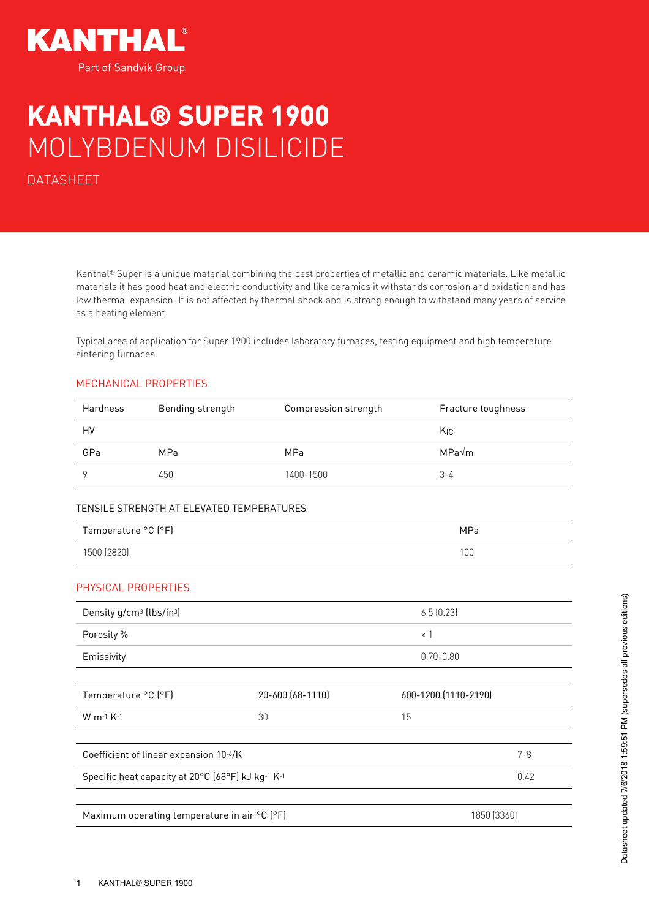# KANTHAL® SUPER 1900

## MOLYBDENUM DISILICIDE

DATASHEET

Kanthal® Super is a unique material combining the best properties of metallic and ceramic materials. Like metallic materials it has good heat and electric conductivity and like ceramics it withstands corrosion and oxidation and has low thermal expansion. It is not affected by thermal shock and is strong enough to withstand many years of service as a heating element.

Typical area of application for Super 1900 includes laboratory furnaces, testing equipment and high temperature sintering furnaces.

### MECHANICAL PROPERTIES

| Hardness | Bending strength | Compression strength | Fracture toughness |
|---|---|---|---|
| HV | | | $K_{IC}$ |
| GPa | MPa | MPa | MPa√m |
| 9 | 450 | 1400-1500 | 3-4 |

#### TENSILE STRENGTH AT ELEVATED TEMPERATURES

| Temperature °C (°F) | MPa |
|---|---|
| 1500 (2820) | 100 |

### PHYSICAL PROPERTIES

| | |
|---|---|
| Density g/cm³ (lbs/in³) | 6.5 (0.23) |
| Porosity % | < 1 |
| Emissivity | 0.70-0.80 |

| Temperature °C (°F) | 20-600 (68-1110) | 600-1200 (1110-2190) |
|---|---|---|
| W $m^{-1}$ $K^{-1}$ | 30 | 15 |

| | |
|---|---|
| Coefficient of linear expansion $10^{-6}$/K | 7-8 |
| Specific heat capacity at 20°C (68°F) kJ $kg^{-1}$ $K^{-1}$ | 0.42 |

| | |
|---|---|
| Maximum operating temperature in air °C (°F) | 1850 (3360) |

Datasheet updated 7/6/2018 1:59:51 PM (supersedes all previous editions)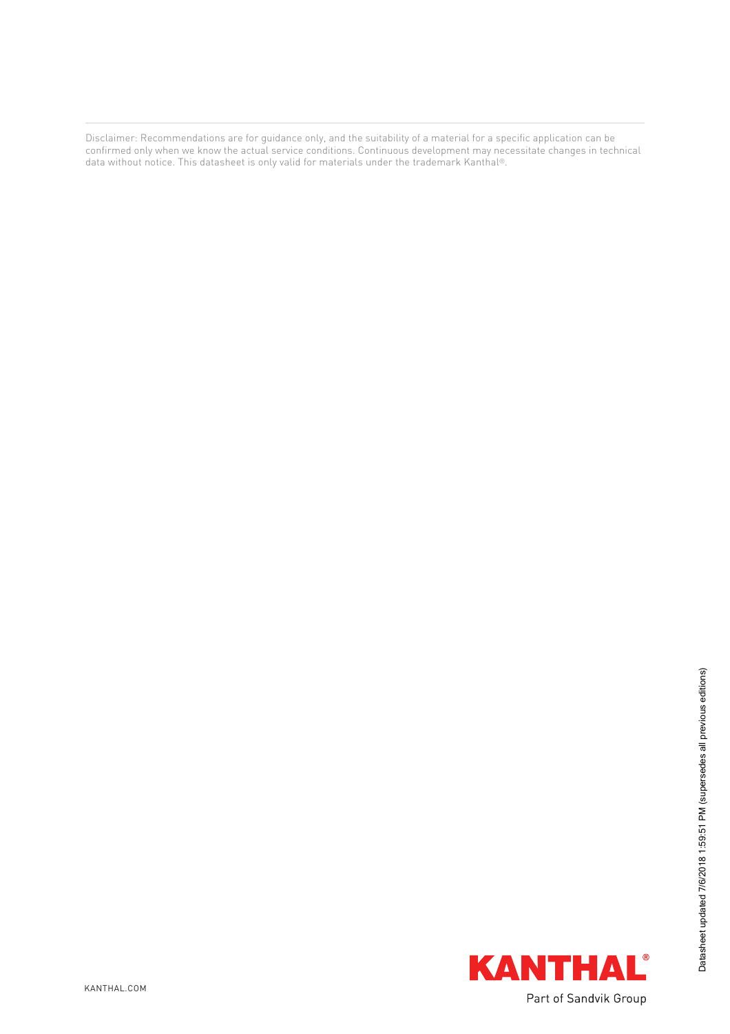Disclaimer: Recommendations are for guidance only, and the suitability of a material for a specific application can be confirmed only when we know the actual service conditions. Continuous development may necessitate changes in technical data without notice. This datasheet is only valid for materials under the trademark Kanthal®.

Datasheet updated 7/6/2018 1:59:51 PM (supersedes all previous editions)

KANTHAL.COM

KANTHAL®

Part of Sandvik Group